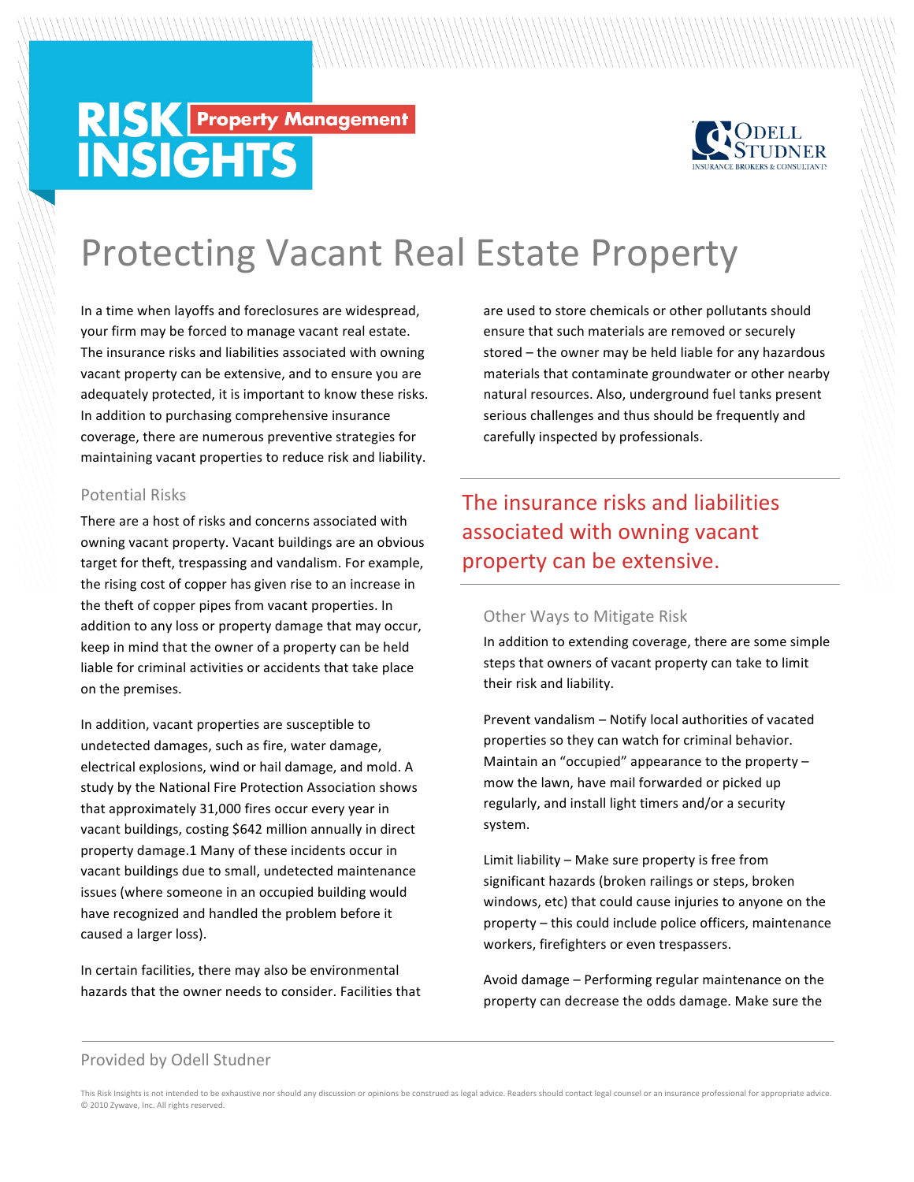# RISK INSIGHTS Property Management

ODELL STUDNER
INSURANCE BROKERS & CONSULTANTS

# Protecting Vacant Real Estate Property

In a time when layoffs and foreclosures are widespread, your firm may be forced to manage vacant real estate. The insurance risks and liabilities associated with owning vacant property can be extensive, and to ensure you are adequately protected, it is important to know these risks. In addition to purchasing comprehensive insurance coverage, there are numerous preventive strategies for maintaining vacant properties to reduce risk and liability.

## Potential Risks

There are a host of risks and concerns associated with owning vacant property. Vacant buildings are an obvious target for theft, trespassing and vandalism. For example, the rising cost of copper has given rise to an increase in the theft of copper pipes from vacant properties. In addition to any loss or property damage that may occur, keep in mind that the owner of a property can be held liable for criminal activities or accidents that take place on the premises.

In addition, vacant properties are susceptible to undetected damages, such as fire, water damage, electrical explosions, wind or hail damage, and mold. A study by the National Fire Protection Association shows that approximately 31,000 fires occur every year in vacant buildings, costing $642 million annually in direct property damage.[1] Many of these incidents occur in vacant buildings due to small, undetected maintenance issues (where someone in an occupied building would have recognized and handled the problem before it caused a larger loss).

In certain facilities, there may also be environmental hazards that the owner needs to consider. Facilities that are used to store chemicals or other pollutants should ensure that such materials are removed or securely stored – the owner may be held liable for any hazardous materials that contaminate groundwater or other nearby natural resources. Also, underground fuel tanks present serious challenges and thus should be frequently and carefully inspected by professionals.

> The insurance risks and liabilities associated with owning vacant property can be extensive.

## Other Ways to Mitigate Risk

In addition to extending coverage, there are some simple steps that owners of vacant property can take to limit their risk and liability.

Prevent vandalism – Notify local authorities of vacated properties so they can watch for criminal behavior. Maintain an "occupied" appearance to the property – mow the lawn, have mail forwarded or picked up regularly, and install light timers and/or a security system.

Limit liability – Make sure property is free from significant hazards (broken railings or steps, broken windows, etc) that could cause injuries to anyone on the property – this could include police officers, maintenance workers, firefighters or even trespassers.

Avoid damage – Performing regular maintenance on the property can decrease the odds damage. Make sure the

Provided by Odell Studner

This Risk Insights is not intended to be exhaustive nor should any discussion or opinions be construed as legal advice. Readers should contact legal counsel or an insurance professional for appropriate advice. © 2010 Zywave, Inc. All rights reserved.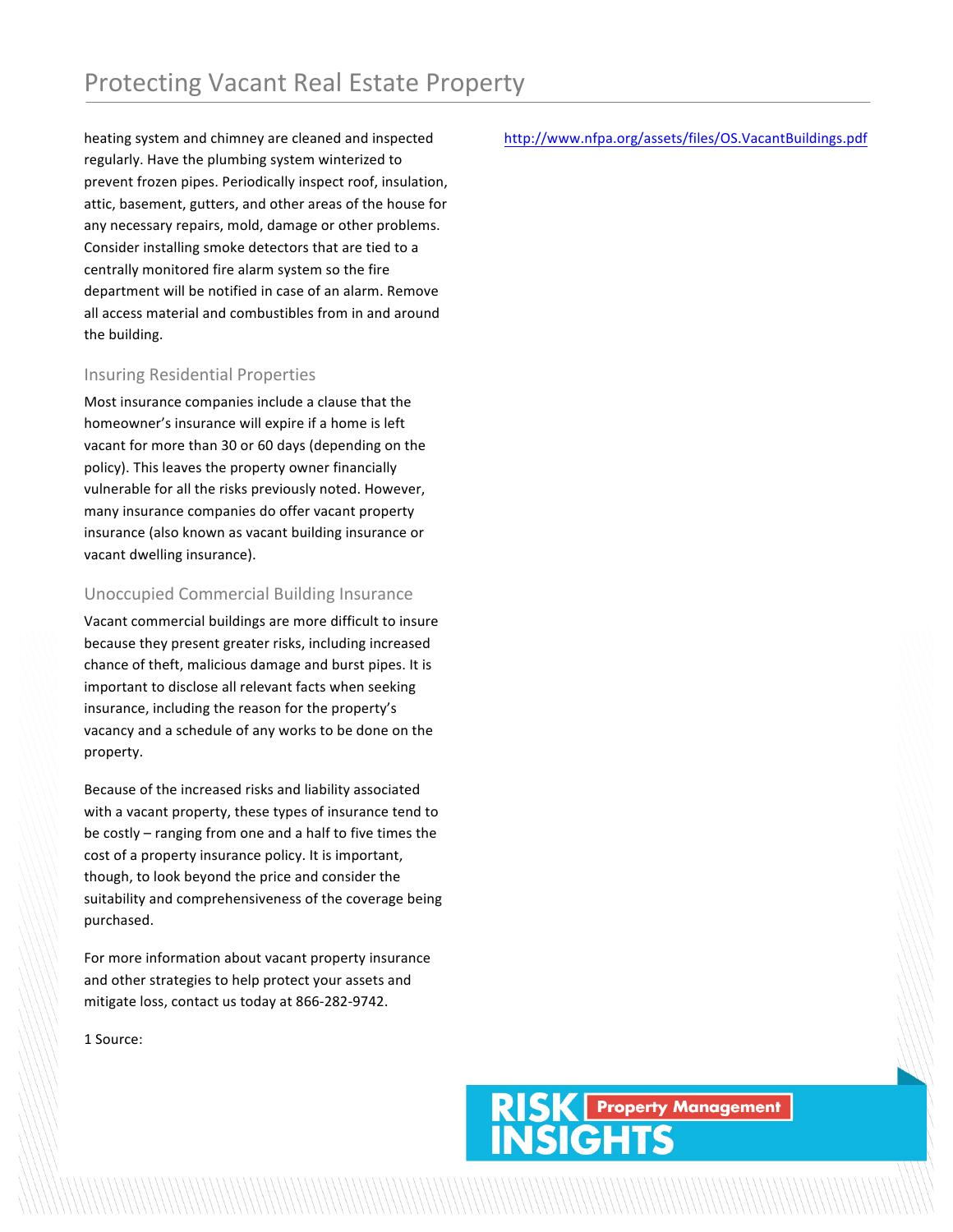heating system and chimney are cleaned and inspected regularly. Have the plumbing system winterized to prevent frozen pipes. Periodically inspect roof, insulation, attic, basement, gutters, and other areas of the house for any necessary repairs, mold, damage or other problems. Consider installing smoke detectors that are tied to a centrally monitored fire alarm system so the fire department will be notified in case of an alarm. Remove all access material and combustibles from in and around the building.

## Insuring Residential Properties

Most insurance companies include a clause that the homeowner's insurance will expire if a home is left vacant for more than 30 or 60 days (depending on the policy). This leaves the property owner financially vulnerable for all the risks previously noted. However, many insurance companies do offer vacant property insurance (also known as vacant building insurance or vacant dwelling insurance).

## Unoccupied Commercial Building Insurance

Vacant commercial buildings are more difficult to insure because they present greater risks, including increased chance of theft, malicious damage and burst pipes. It is important to disclose all relevant facts when seeking insurance, including the reason for the property's vacancy and a schedule of any works to be done on the property.

Because of the increased risks and liability associated with a vacant property, these types of insurance tend to be costly – ranging from one and a half to five times the cost of a property insurance policy. It is important, though, to look beyond the price and consider the suitability and comprehensiveness of the coverage being purchased.

For more information about vacant property insurance and other strategies to help protect your assets and mitigate loss, contact us today at 866-282-9742.

1 Source:

http://www.nfpa.org/assets/files/OS.VacantBuildings.pdf

RISK INSIGHTS Property Management